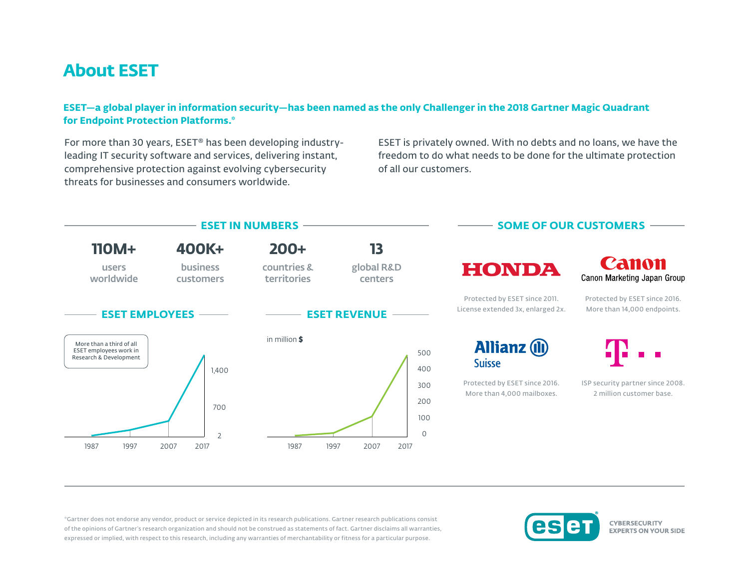# About ESET

**ESET—a global player in information security—has been named as the only Challenger in the 2018 Gartner Magic Quadrant for Endpoint Protection Platforms.***

For more than 30 years, ESET® has been developing industry-leading IT security software and services, delivering instant, comprehensive protection against evolving cybersecurity threats for businesses and consumers worldwide.

ESET is privately owned. With no debts and no loans, we have the freedom to do what needs to be done for the ultimate protection of all our customers.

## ESET IN NUMBERS

**110M+** users worldwide

**400K+** business customers

**200+** countries & territories

**13** global R&D centers

## ESET EMPLOYEES

More than a third of all ESET employees work in Research & Development

1987 · 1997 · 2007 · 2017

2 · 700 · 1,400

## ESET REVENUE

in million **$**

1987 · 1997 · 2007 · 2017

0 · 100 · 200 · 300 · 400 · 500

## SOME OF OUR CUSTOMERS

**HONDA**

Protected by ESET since 2011.
License extended 3x, enlarged 2x.

**Canon** – Canon Marketing Japan Group

Protected by ESET since 2016.
More than 14,000 endpoints.

**Allianz Suisse**

Protected by ESET since 2016.
More than 4,000 mailboxes.

**T-Mobile**

ISP security partner since 2008.
2 million customer base.

*Gartner does not endorse any vendor, product or service depicted in its research publications. Gartner research publications consist of the opinions of Gartner's research organization and should not be construed as statements of fact. Gartner disclaims all warranties, expressed or implied, with respect to this research, including any warranties of merchantability or fitness for a particular purpose.

ESET – CYBERSECURITY EXPERTS ON YOUR SIDE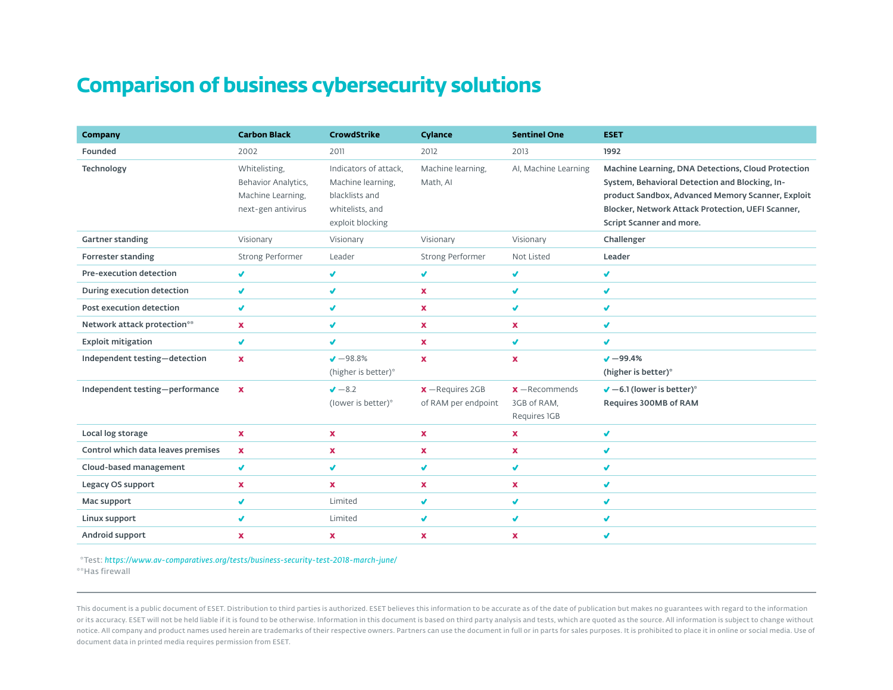# Comparison of business cybersecurity solutions

| Company | Carbon Black | CrowdStrike | Cylance | Sentinel One | ESET |
|---|---|---|---|---|---|
| Founded | 2002 | 2011 | 2012 | 2013 | **1992** |
| Technology | Whitelisting, Behavior Analytics, Machine Learning, next-gen antivirus | Indicators of attack, Machine learning, blacklists and whitelists, and exploit blocking | Machine learning, Math, AI | AI, Machine Learning | **Machine Learning, DNA Detections, Cloud Protection System, Behavioral Detection and Blocking, In-product Sandbox, Advanced Memory Scanner, Exploit Blocker, Network Attack Protection, UEFI Scanner, Script Scanner and more.** |
| Gartner standing | Visionary | Visionary | Visionary | Visionary | **Challenger** |
| Forrester standing | Strong Performer | Leader | Strong Performer | Not Listed | **Leader** |
| Pre-execution detection | ✔ | ✔ | ✔ | ✔ | ✔ |
| During execution detection | ✔ | ✔ | ✘ | ✔ | ✔ |
| Post execution detection | ✔ | ✔ | ✘ | ✔ | ✔ |
| Network attack protection** | ✘ | ✔ | ✘ | ✘ | ✔ |
| Exploit mitigation | ✔ | ✔ | ✘ | ✔ | ✔ |
| Independent testing—detection | ✘ | ✔ —98.8% (higher is better)* | ✘ | ✘ | **✔ —99.4% (higher is better)*** |
| Independent testing—performance | ✘ | ✔ —8.2 (lower is better)* | ✘ —Requires 2GB of RAM per endpoint | ✘ —Recommends 3GB of RAM, Requires 1GB | **✔ —6.1 (lower is better)* Requires 300MB of RAM** |
| Local log storage | ✘ | ✘ | ✘ | ✘ | ✔ |
| Control which data leaves premises | ✘ | ✘ | ✘ | ✘ | ✔ |
| Cloud-based management | ✔ | ✔ | ✔ | ✔ | ✔ |
| Legacy OS support | ✘ | ✘ | ✘ | ✘ | ✔ |
| Mac support | ✔ | Limited | ✔ | ✔ | ✔ |
| Linux support | ✔ | Limited | ✔ | ✔ | ✔ |
| Android support | ✘ | ✘ | ✘ | ✘ | ✔ |

*Test: *https://www.av-comparatives.org/tests/business-security-test-2018-march-june/*

**Has firewall

This document is a public document of ESET. Distribution to third parties is authorized. ESET believes this information to be accurate as of the date of publication but makes no guarantees with regard to the information or its accuracy. ESET will not be held liable if it is found to be otherwise. Information in this document is based on third party analysis and tests, which are quoted as the source. All information is subject to change without notice. All company and product names used herein are trademarks of their respective owners. Partners can use the document in full or in parts for sales purposes. It is prohibited to place it in online or social media. Use of document data in printed media requires permission from ESET.